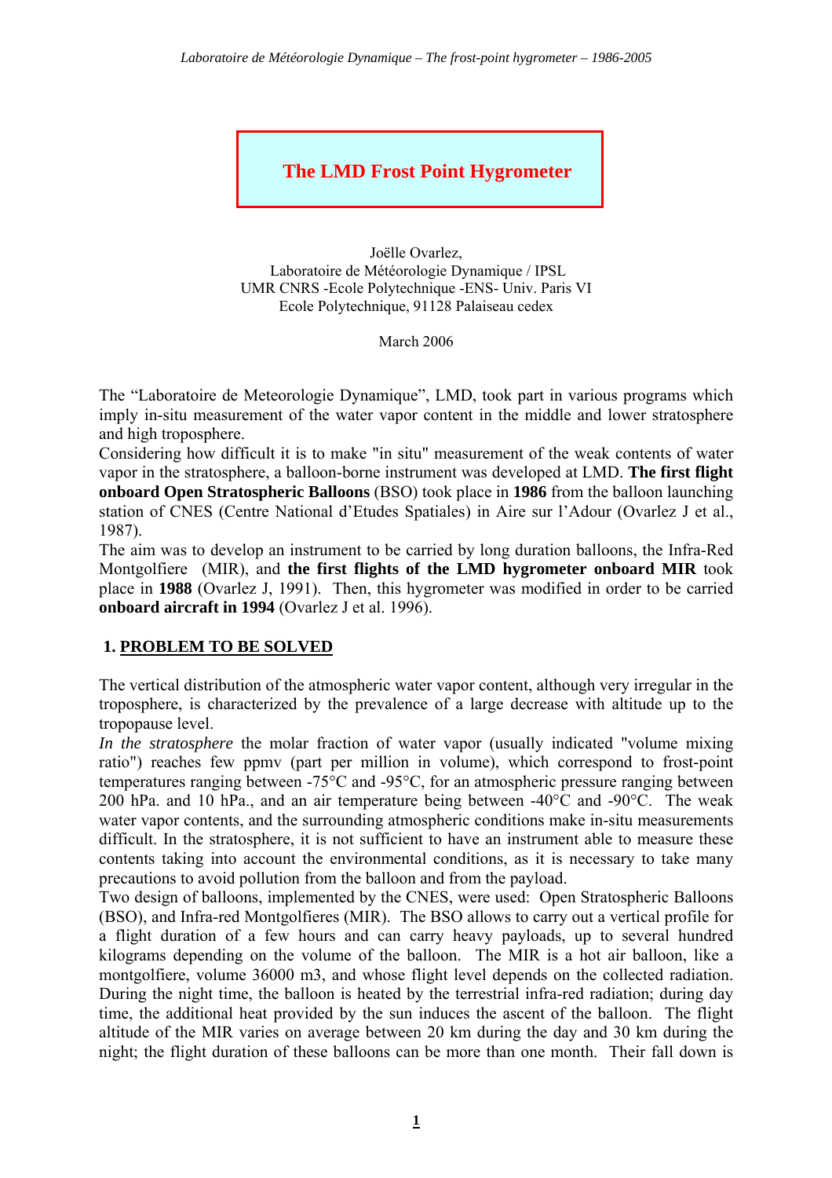# The LMD Frost Point Hygrometer

Joëlle Ovarlez,
Laboratoire de Météorologie Dynamique / IPSL
UMR CNRS -Ecole Polytechnique -ENS- Univ. Paris VI
Ecole Polytechnique, 91128 Palaiseau cedex

March 2006

The "Laboratoire de Meteorologie Dynamique", LMD, took part in various programs which imply in-situ measurement of the water vapor content in the middle and lower stratosphere and high troposphere.

Considering how difficult it is to make "in situ" measurement of the weak contents of water vapor in the stratosphere, a balloon-borne instrument was developed at LMD. **The first flight onboard Open Stratospheric Balloons** (BSO) took place in **1986** from the balloon launching station of CNES (Centre National d'Etudes Spatiales) in Aire sur l'Adour (Ovarlez J et al., 1987).

The aim was to develop an instrument to be carried by long duration balloons, the Infra-Red Montgolfiere (MIR), and **the first flights of the LMD hygrometer onboard MIR** took place in **1988** (Ovarlez J, 1991). Then, this hygrometer was modified in order to be carried **onboard aircraft in 1994** (Ovarlez J et al. 1996).

## 1. PROBLEM TO BE SOLVED

The vertical distribution of the atmospheric water vapor content, although very irregular in the troposphere, is characterized by the prevalence of a large decrease with altitude up to the tropopause level.

*In the stratosphere* the molar fraction of water vapor (usually indicated "volume mixing ratio") reaches few ppmv (part per million in volume), which correspond to frost-point temperatures ranging between -75°C and -95°C, for an atmospheric pressure ranging between 200 hPa. and 10 hPa., and an air temperature being between -40°C and -90°C. The weak water vapor contents, and the surrounding atmospheric conditions make in-situ measurements difficult. In the stratosphere, it is not sufficient to have an instrument able to measure these contents taking into account the environmental conditions, as it is necessary to take many precautions to avoid pollution from the balloon and from the payload.

Two design of balloons, implemented by the CNES, were used: Open Stratospheric Balloons (BSO), and Infra-red Montgolfieres (MIR). The BSO allows to carry out a vertical profile for a flight duration of a few hours and can carry heavy payloads, up to several hundred kilograms depending on the volume of the balloon. The MIR is a hot air balloon, like a montgolfiere, volume 36000 m3, and whose flight level depends on the collected radiation. During the night time, the balloon is heated by the terrestrial infra-red radiation; during day time, the additional heat provided by the sun induces the ascent of the balloon. The flight altitude of the MIR varies on average between 20 km during the day and 30 km during the night; the flight duration of these balloons can be more than one month. Their fall down is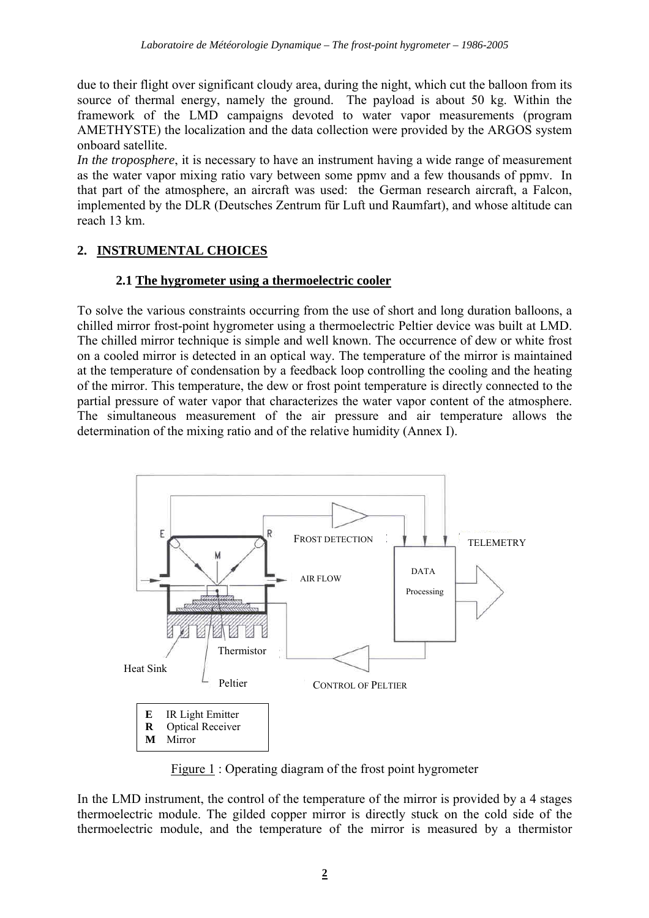due to their flight over significant cloudy area, during the night, which cut the balloon from its source of thermal energy, namely the ground. The payload is about 50 kg. Within the framework of the LMD campaigns devoted to water vapor measurements (program AMETHYSTE) the localization and the data collection were provided by the ARGOS system onboard satellite.

*In the troposphere*, it is necessary to have an instrument having a wide range of measurement as the water vapor mixing ratio vary between some ppmv and a few thousands of ppmv. In that part of the atmosphere, an aircraft was used: the German research aircraft, a Falcon, implemented by the DLR (Deutsches Zentrum für Luft und Raumfart), and whose altitude can reach 13 km.

## 2. INSTRUMENTAL CHOICES

### 2.1 The hygrometer using a thermoelectric cooler

To solve the various constraints occurring from the use of short and long duration balloons, a chilled mirror frost-point hygrometer using a thermoelectric Peltier device was built at LMD. The chilled mirror technique is simple and well known. The occurrence of dew or white frost on a cooled mirror is detected in an optical way. The temperature of the mirror is maintained at the temperature of condensation by a feedback loop controlling the cooling and the heating of the mirror. This temperature, the dew or frost point temperature is directly connected to the partial pressure of water vapor that characterizes the water vapor content of the atmosphere. The simultaneous measurement of the air pressure and air temperature allows the determination of the mixing ratio and of the relative humidity (Annex I).

FROST DETECTION | TELEMETRY | AIR FLOW | DATA Processing | Thermistor | Heat Sink | Peltier | CONTROL OF PELTIER

**E** IR Light Emitter
**R** Optical Receiver
**M** Mirror

Figure 1 : Operating diagram of the frost point hygrometer

In the LMD instrument, the control of the temperature of the mirror is provided by a 4 stages thermoelectric module. The gilded copper mirror is directly stuck on the cold side of the thermoelectric module, and the temperature of the mirror is measured by a thermistor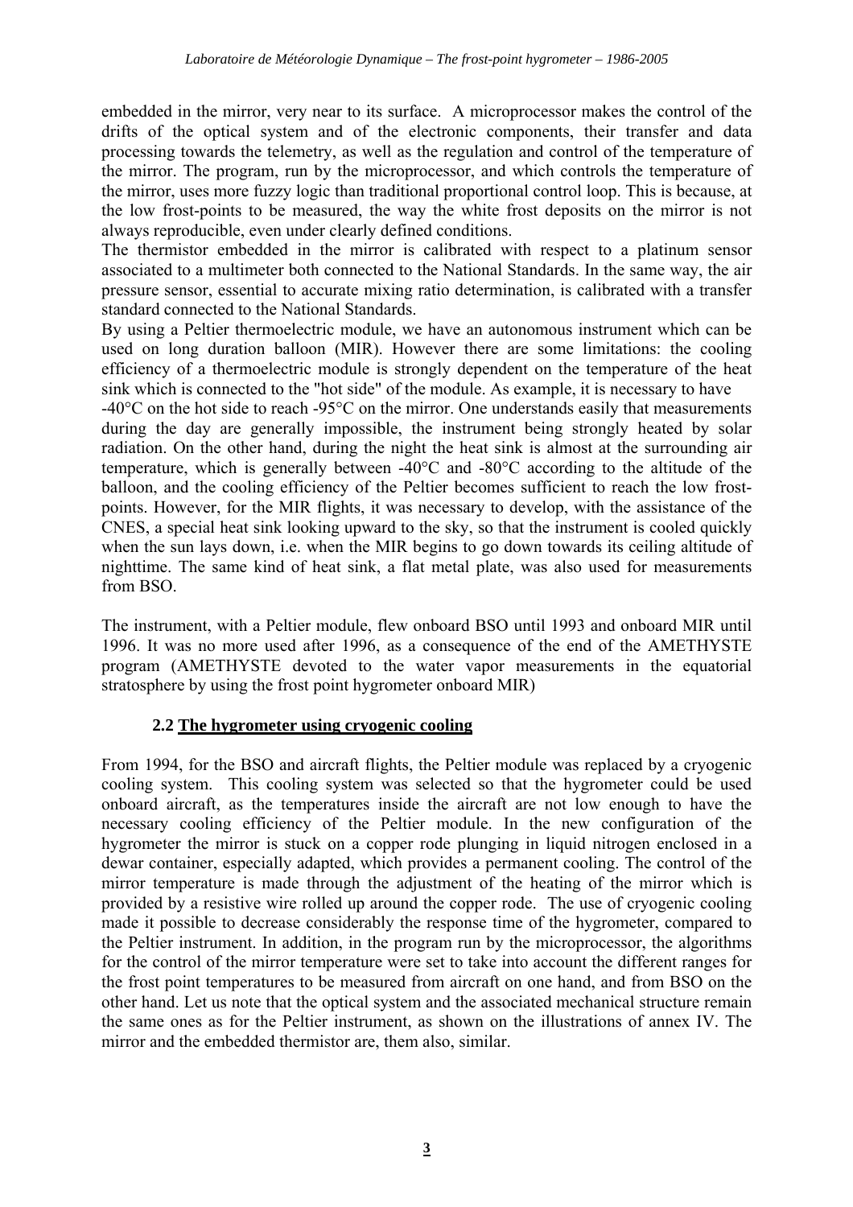embedded in the mirror, very near to its surface. A microprocessor makes the control of the drifts of the optical system and of the electronic components, their transfer and data processing towards the telemetry, as well as the regulation and control of the temperature of the mirror. The program, run by the microprocessor, and which controls the temperature of the mirror, uses more fuzzy logic than traditional proportional control loop. This is because, at the low frost-points to be measured, the way the white frost deposits on the mirror is not always reproducible, even under clearly defined conditions.

The thermistor embedded in the mirror is calibrated with respect to a platinum sensor associated to a multimeter both connected to the National Standards. In the same way, the air pressure sensor, essential to accurate mixing ratio determination, is calibrated with a transfer standard connected to the National Standards.

By using a Peltier thermoelectric module, we have an autonomous instrument which can be used on long duration balloon (MIR). However there are some limitations: the cooling efficiency of a thermoelectric module is strongly dependent on the temperature of the heat sink which is connected to the "hot side" of the module. As example, it is necessary to have -40°C on the hot side to reach -95°C on the mirror. One understands easily that measurements during the day are generally impossible, the instrument being strongly heated by solar radiation. On the other hand, during the night the heat sink is almost at the surrounding air temperature, which is generally between -40°C and -80°C according to the altitude of the balloon, and the cooling efficiency of the Peltier becomes sufficient to reach the low frost-points. However, for the MIR flights, it was necessary to develop, with the assistance of the CNES, a special heat sink looking upward to the sky, so that the instrument is cooled quickly when the sun lays down, i.e. when the MIR begins to go down towards its ceiling altitude of nighttime. The same kind of heat sink, a flat metal plate, was also used for measurements from BSO.

The instrument, with a Peltier module, flew onboard BSO until 1993 and onboard MIR until 1996. It was no more used after 1996, as a consequence of the end of the AMETHYSTE program (AMETHYSTE devoted to the water vapor measurements in the equatorial stratosphere by using the frost point hygrometer onboard MIR)

### 2.2 The hygrometer using cryogenic cooling

From 1994, for the BSO and aircraft flights, the Peltier module was replaced by a cryogenic cooling system. This cooling system was selected so that the hygrometer could be used onboard aircraft, as the temperatures inside the aircraft are not low enough to have the necessary cooling efficiency of the Peltier module. In the new configuration of the hygrometer the mirror is stuck on a copper rode plunging in liquid nitrogen enclosed in a dewar container, especially adapted, which provides a permanent cooling. The control of the mirror temperature is made through the adjustment of the heating of the mirror which is provided by a resistive wire rolled up around the copper rode. The use of cryogenic cooling made it possible to decrease considerably the response time of the hygrometer, compared to the Peltier instrument. In addition, in the program run by the microprocessor, the algorithms for the control of the mirror temperature were set to take into account the different ranges for the frost point temperatures to be measured from aircraft on one hand, and from BSO on the other hand. Let us note that the optical system and the associated mechanical structure remain the same ones as for the Peltier instrument, as shown on the illustrations of annex IV. The mirror and the embedded thermistor are, them also, similar.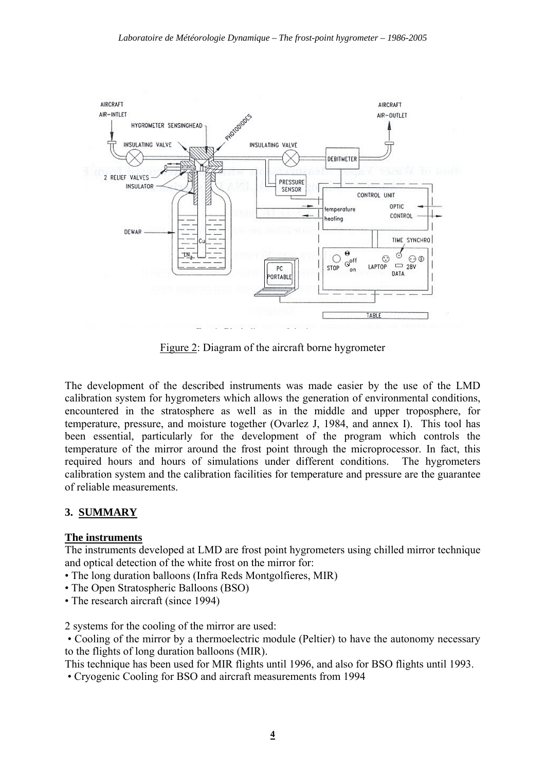Figure 2: Diagram of the aircraft borne hygrometer

The development of the described instruments was made easier by the use of the LMD calibration system for hygrometers which allows the generation of environmental conditions, encountered in the stratosphere as well as in the middle and upper troposphere, for temperature, pressure, and moisture together (Ovarlez J, 1984, and annex I). This tool has been essential, particularly for the development of the program which controls the temperature of the mirror around the frost point through the microprocessor. In fact, this required hours and hours of simulations under different conditions. The hygrometers calibration system and the calibration facilities for temperature and pressure are the guarantee of reliable measurements.

## 3. SUMMARY

### The instruments

The instruments developed at LMD are frost point hygrometers using chilled mirror technique and optical detection of the white frost on the mirror for:

- The long duration balloons (Infra Reds Montgolfieres, MIR)
- The Open Stratospheric Balloons (BSO)
- The research aircraft (since 1994)

2 systems for the cooling of the mirror are used:

- Cooling of the mirror by a thermoelectric module (Peltier) to have the autonomy necessary to the flights of long duration balloons (MIR).

This technique has been used for MIR flights until 1996, and also for BSO flights until 1993.

- Cryogenic Cooling for BSO and aircraft measurements from 1994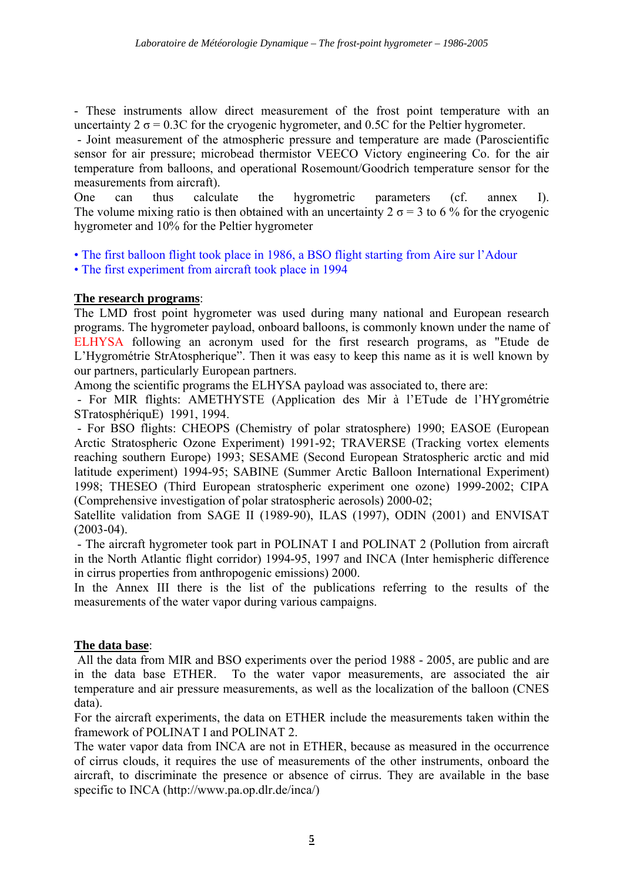- These instruments allow direct measurement of the frost point temperature with an uncertainty 2 $\sigma$ = 0.3C for the cryogenic hygrometer, and 0.5C for the Peltier hygrometer.

- Joint measurement of the atmospheric pressure and temperature are made (Paroscientific sensor for air pressure; microbead thermistor VEECO Victory engineering Co. for the air temperature from balloons, and operational Rosemount/Goodrich temperature sensor for the measurements from aircraft).

One can thus calculate the hygrometric parameters (cf. annex I). The volume mixing ratio is then obtained with an uncertainty 2 $\sigma$ = 3 to 6 % for the cryogenic hygrometer and 10% for the Peltier hygrometer

• The first balloon flight took place in 1986, a BSO flight starting from Aire sur l'Adour
• The first experiment from aircraft took place in 1994

**The research programs**:

The LMD frost point hygrometer was used during many national and European research programs. The hygrometer payload, onboard balloons, is commonly known under the name of ELHYSA following an acronym used for the first research programs, as "Etude de L'Hygrométrie StrAtospherique". Then it was easy to keep this name as it is well known by our partners, particularly European partners.

Among the scientific programs the ELHYSA payload was associated to, there are:

- For MIR flights: AMETHYSTE (Application des Mir à l'ETude de l'HYgrométrie STratosphériquE) 1991, 1994.
- For BSO flights: CHEOPS (Chemistry of polar stratosphere) 1990; EASOE (European Arctic Stratospheric Ozone Experiment) 1991-92; TRAVERSE (Tracking vortex elements reaching southern Europe) 1993; SESAME (Second European Stratospheric arctic and mid latitude experiment) 1994-95; SABINE (Summer Arctic Balloon International Experiment) 1998; THESEO (Third European stratospheric experiment one ozone) 1999-2002; CIPA (Comprehensive investigation of polar stratospheric aerosols) 2000-02;

Satellite validation from SAGE II (1989-90), ILAS (1997), ODIN (2001) and ENVISAT (2003-04).

- The aircraft hygrometer took part in POLINAT I and POLINAT 2 (Pollution from aircraft in the North Atlantic flight corridor) 1994-95, 1997 and INCA (Inter hemispheric difference in cirrus properties from anthropogenic emissions) 2000.

In the Annex III there is the list of the publications referring to the results of the measurements of the water vapor during various campaigns.

**The data base**:

All the data from MIR and BSO experiments over the period 1988 - 2005, are public and are in the data base ETHER. To the water vapor measurements, are associated the air temperature and air pressure measurements, as well as the localization of the balloon (CNES data).

For the aircraft experiments, the data on ETHER include the measurements taken within the framework of POLINAT I and POLINAT 2.

The water vapor data from INCA are not in ETHER, because as measured in the occurrence of cirrus clouds, it requires the use of measurements of the other instruments, onboard the aircraft, to discriminate the presence or absence of cirrus. They are available in the base specific to INCA (http://www.pa.op.dlr.de/inca/)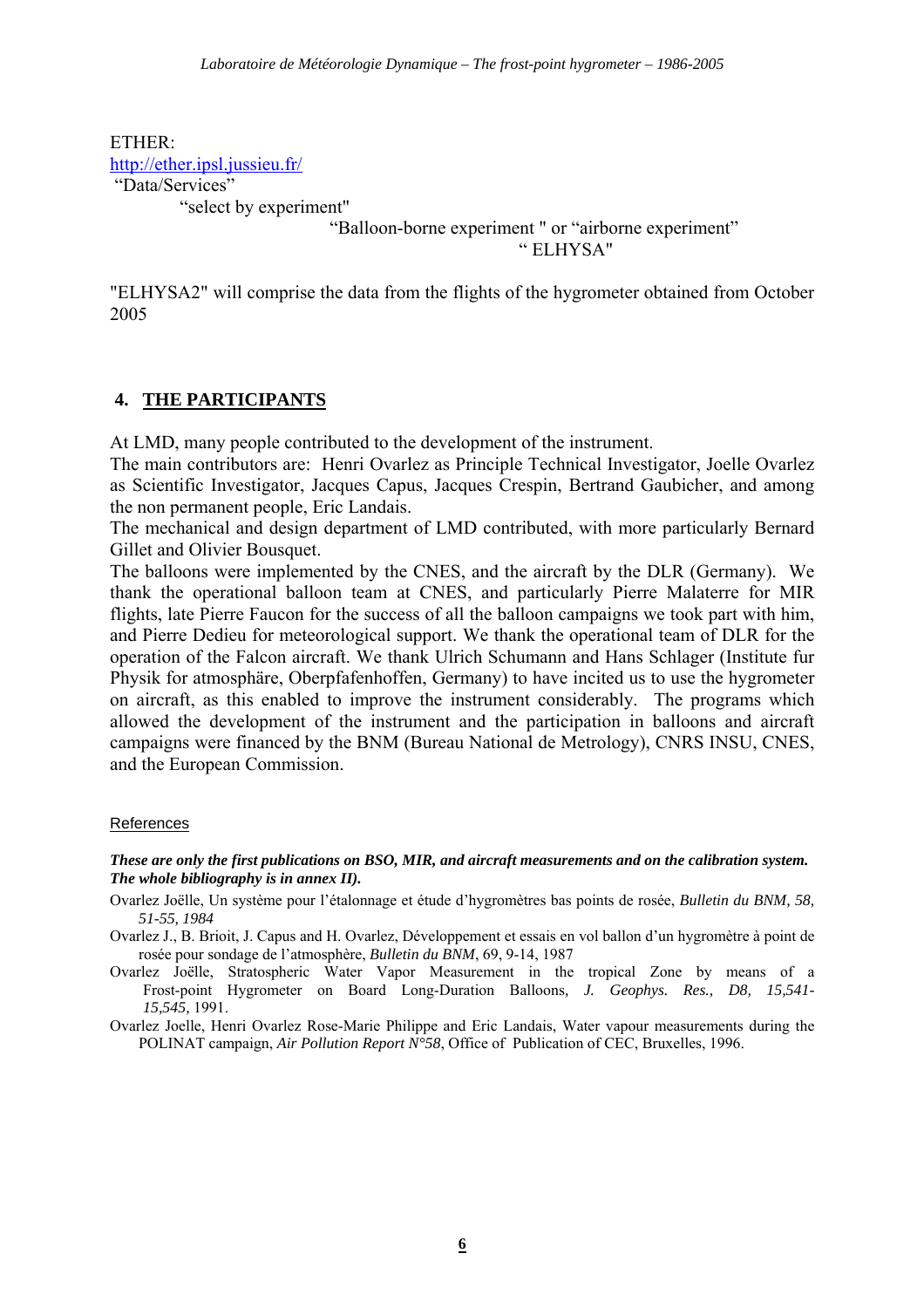ETHER:
http://ether.ipsl.jussieu.fr/
"Data/Services"
"select by experiment"
"Balloon-borne experiment " or "airborne experiment"
" ELHYSA"

"ELHYSA2" will comprise the data from the flights of the hygrometer obtained from October 2005

## 4. THE PARTICIPANTS

At LMD, many people contributed to the development of the instrument.
The main contributors are: Henri Ovarlez as Principle Technical Investigator, Joelle Ovarlez as Scientific Investigator, Jacques Capus, Jacques Crespin, Bertrand Gaubicher, and among the non permanent people, Eric Landais.
The mechanical and design department of LMD contributed, with more particularly Bernard Gillet and Olivier Bousquet.
The balloons were implemented by the CNES, and the aircraft by the DLR (Germany). We thank the operational balloon team at CNES, and particularly Pierre Malaterre for MIR flights, late Pierre Faucon for the success of all the balloon campaigns we took part with him, and Pierre Dedieu for meteorological support. We thank the operational team of DLR for the operation of the Falcon aircraft. We thank Ulrich Schumann and Hans Schlager (Institute fur Physik for atmosphäre, Oberpfafenhoffen, Germany) to have incited us to use the hygrometer on aircraft, as this enabled to improve the instrument considerably. The programs which allowed the development of the instrument and the participation in balloons and aircraft campaigns were financed by the BNM (Bureau National de Metrology), CNRS INSU, CNES, and the European Commission.

References

***These are only the first publications on BSO, MIR, and aircraft measurements and on the calibration system. The whole bibliography is in annex II).***

Ovarlez Joëlle, Un système pour l'étalonnage et étude d'hygromètres bas points de rosée, *Bulletin du BNM, 58, 51-55, 1984*

Ovarlez J., B. Brioit, J. Capus and H. Ovarlez, Développement et essais en vol ballon d'un hygromètre à point de rosée pour sondage de l'atmosphère, *Bulletin du BNM*, 69, 9-14, 1987

Ovarlez Joëlle, Stratospheric Water Vapor Measurement in the tropical Zone by means of a Frost-point Hygrometer on Board Long-Duration Balloons, *J. Geophys. Res., D8, 15,541-15,545,* 1991.

Ovarlez Joelle, Henri Ovarlez Rose-Marie Philippe and Eric Landais, Water vapour measurements during the POLINAT campaign, *Air Pollution Report N°58*, Office of Publication of CEC, Bruxelles, 1996.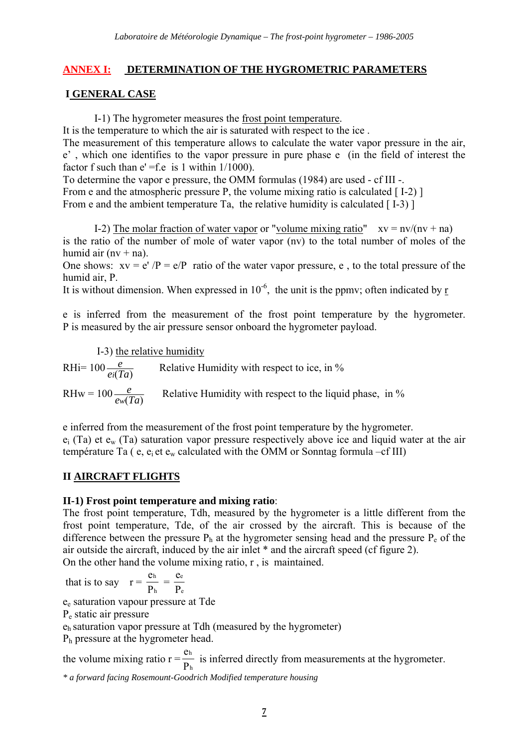## ANNEX I: DETERMINATION OF THE HYGROMETRIC PARAMETERS

### I GENERAL CASE

I-1) The hygrometer measures the frost point temperature.
It is the temperature to which the air is saturated with respect to the ice .
The measurement of this temperature allows to calculate the water vapor pressure in the air, e' , which one identifies to the vapor pressure in pure phase e (in the field of interest the factor f such than e' =f.e is 1 within 1/1000).
To determine the vapor e pressure, the OMM formulas (1984) are used - cf III -.
From e and the atmospheric pressure P, the volume mixing ratio is calculated [ I-2) ]
From e and the ambient temperature Ta, the relative humidity is calculated [ I-3) ]

I-2) The molar fraction of water vapor or "volume mixing ratio" $xv = nv/(nv + na)$ is the ratio of the number of mole of water vapor (nv) to the total number of moles of the humid air (nv + na).
One shows: $xv = e'/P = e/P$ ratio of the water vapor pressure, e , to the total pressure of the humid air, P.
It is without dimension. When expressed in $10^{-6}$, the unit is the ppmv; often indicated by r

e is inferred from the measurement of the frost point temperature by the hygrometer. P is measured by the air pressure sensor onboard the hygrometer payload.

I-3) the relative humidity

$RHi = 100 \frac{e}{e_i(Ta)}$ Relative Humidity with respect to ice, in %

$RHw = 100 \frac{e}{e_w(Ta)}$ Relative Humidity with respect to the liquid phase, in %

e inferred from the measurement of the frost point temperature by the hygrometer.
$e_i$ (Ta) et $e_w$ (Ta) saturation vapor pressure respectively above ice and liquid water at the air température Ta ( e, $e_i$ et $e_w$ calculated with the OMM or Sonntag formula –cf III)

### II AIRCRAFT FLIGHTS

**II-1) Frost point temperature and mixing ratio**:
The frost point temperature, Tdh, measured by the hygrometer is a little different from the frost point temperature, Tde, of the air crossed by the aircraft. This is because of the difference between the pressure $P_h$ at the hygrometer sensing head and the pressure $P_e$ of the air outside the aircraft, induced by the air inlet * and the aircraft speed (cf figure 2).
On the other hand the volume mixing ratio, r , is maintained.

that is to say $r = \frac{e_h}{P_h} = \frac{e_e}{P_e}$

$e_e$ saturation vapour pressure at Tde
$P_e$ static air pressure
$e_h$ saturation vapor pressure at Tdh (measured by the hygrometer)
$P_h$ pressure at the hygrometer head.

the volume mixing ratio $r = \frac{e_h}{P_h}$ is inferred directly from measurements at the hygrometer.

*\* a forward facing Rosemount-Goodrich Modified temperature housing*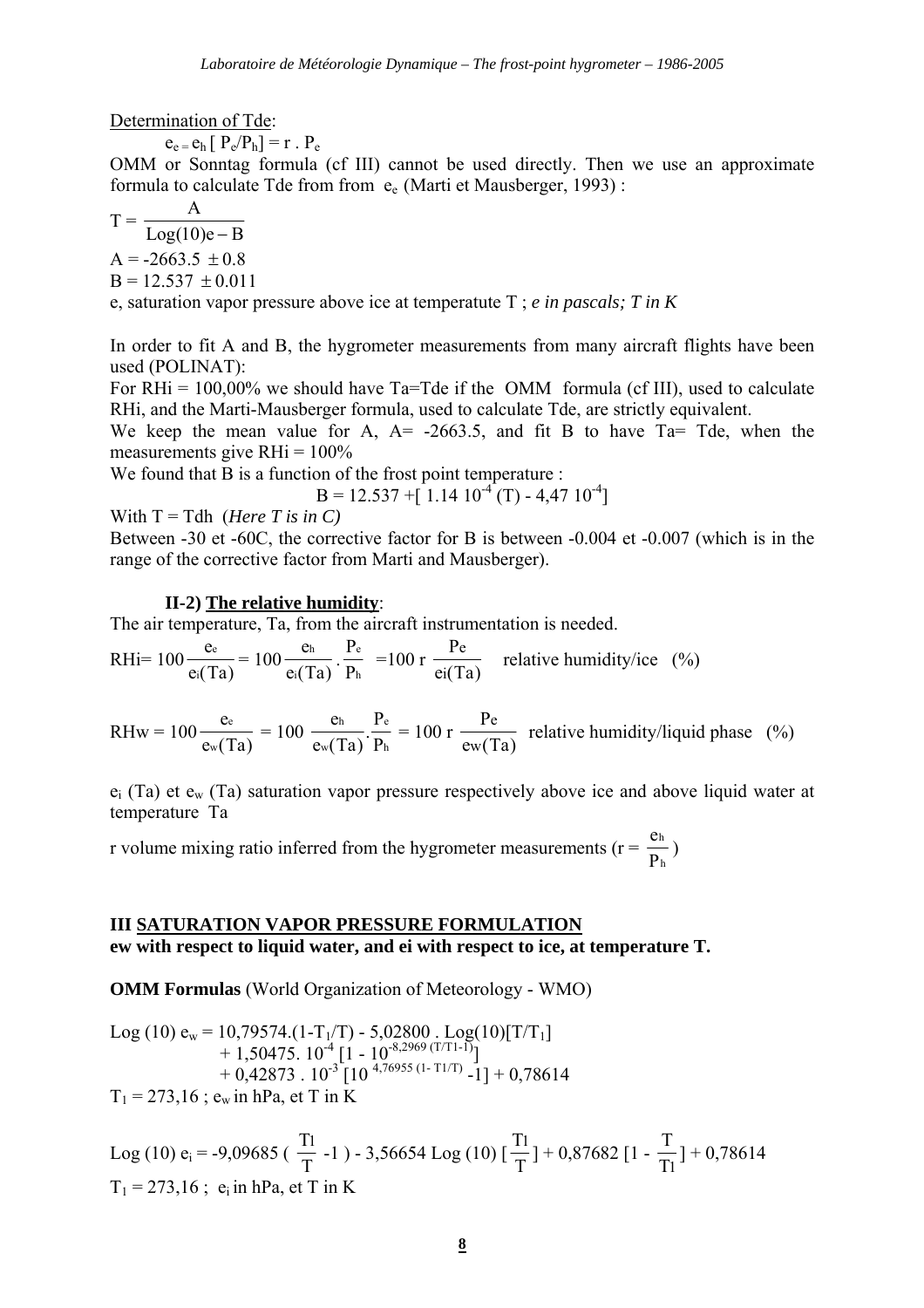Determination of Tde:

$e_e = e_h [P_e/P_h] = r \cdot P_e$

OMM or Sonntag formula (cf III) cannot be used directly. Then we use an approximate formula to calculate Tde from from $e_e$ (Marti et Mausberger, 1993) :

$$T = \frac{A}{\text{Log}(10)e - B}$$

$A = -2663.5 \pm 0.8$

$B = 12.537 \pm 0.011$

e, saturation vapor pressure above ice at temperatute T ; *e in pascals; T in K*

In order to fit A and B, the hygrometer measurements from many aircraft flights have been used (POLINAT):

For RHi = 100,00% we should have Ta=Tde if the OMM formula (cf III), used to calculate RHi, and the Marti-Mausberger formula, used to calculate Tde, are strictly equivalent.

We keep the mean value for A, A= -2663.5, and fit B to have Ta= Tde, when the measurements give RHi = 100%

We found that B is a function of the frost point temperature :

$$B = 12.537 + [1.14\ 10^{-4}\ (T) - 4{,}47\ 10^{-4}]$$

With T = Tdh (*Here T is in C)*

Between -30 et -60C, the corrective factor for B is between -0.004 et -0.007 (which is in the range of the corrective factor from Marti and Mausberger).

### II-2) The relative humidity:

The air temperature, Ta, from the aircraft instrumentation is needed.

$$RHi = 100\frac{e_e}{e_i(Ta)} = 100\frac{e_h}{e_i(Ta)} \cdot \frac{P_e}{P_h} = 100\ r\ \frac{Pe}{ei(Ta)} \quad \text{relative humidity/ice} \quad (\%)$$

$$RHw = 100\frac{e_e}{e_w(Ta)} = 100\ \frac{e_h}{e_w(Ta)} \cdot \frac{P_e}{P_h} = 100\ r\ \frac{Pe}{ew(Ta)} \quad \text{relative humidity/liquid phase} \quad (\%)$$

$e_i$ (Ta) et $e_w$ (Ta) saturation vapor pressure respectively above ice and above liquid water at temperature Ta

r volume mixing ratio inferred from the hygrometer measurements ($r = \frac{e_h}{P_h}$)

## III SATURATION VAPOR PRESSURE FORMULATION

**ew with respect to liquid water, and ei with respect to ice, at temperature T.**

**OMM Formulas** (World Organization of Meteorology - WMO)

$$\begin{aligned}\text{Log}(10)\ e_w = {} & 10{,}79574.(1-T_1/T) - 5{,}02800 \cdot \text{Log}(10)[T/T_1] \\ & + 1{,}50475.\ 10^{-4}\ [1 - 10^{-8{,}2969\ (T/T1-1)}] \\ & + 0{,}42873 \cdot 10^{-3}\ [10^{\ 4{,}76955\ (1-\ T1/T)} - 1] + 0{,}78614\end{aligned}$$

$T_1 = 273{,}16$ ; $e_w$ in hPa, et T in K

$$\text{Log}(10)\ e_i = -9{,}09685\ (\frac{T1}{T} - 1) - 3{,}56654\ \text{Log}(10)\ [\frac{T1}{T}] + 0{,}87682\ [1 - \frac{T}{T1}] + 0{,}78614$$

$T_1 = 273{,}16$ ; $e_i$ in hPa, et T in K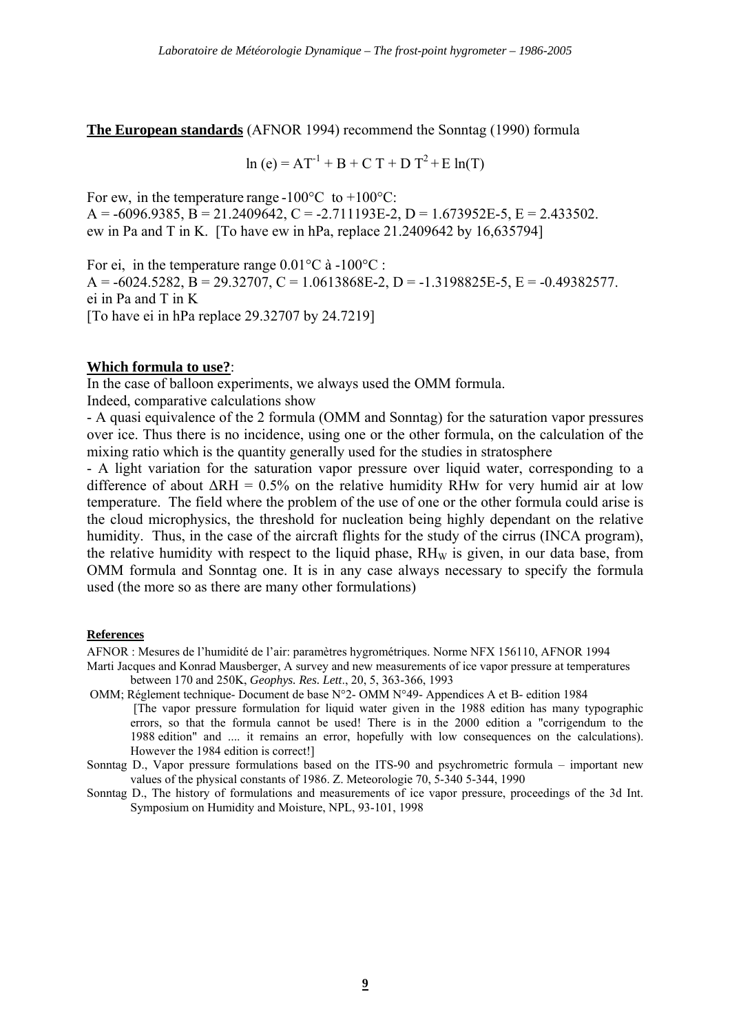**The European standards** (AFNOR 1994) recommend the Sonntag (1990) formula

$$\ln(e) = AT^{-1} + B + C\,T + D\,T^2 + E\ln(T)$$

For ew, in the temperature range -100°C to +100°C:
A = -6096.9385, B = 21.2409642, C = -2.711193E-2, D = 1.673952E-5, E = 2.433502.
ew in Pa and T in K. [To have ew in hPa, replace 21.2409642 by 16,635794]

For ei, in the temperature range 0.01°C à -100°C :
A = -6024.5282, B = 29.32707, C = 1.0613868E-2, D = -1.3198825E-5, E = -0.49382577.
ei in Pa and T in K
[To have ei in hPa replace 29.32707 by 24.7219]

**Which formula to use?**:

In the case of balloon experiments, we always used the OMM formula.
Indeed, comparative calculations show

- A quasi equivalence of the 2 formula (OMM and Sonntag) for the saturation vapor pressures over ice. Thus there is no incidence, using one or the other formula, on the calculation of the mixing ratio which is the quantity generally used for the studies in stratosphere
- A light variation for the saturation vapor pressure over liquid water, corresponding to a difference of about $\Delta RH = 0.5\%$ on the relative humidity RHw for very humid air at low temperature. The field where the problem of the use of one or the other formula could arise is the cloud microphysics, the threshold for nucleation being highly dependant on the relative humidity. Thus, in the case of the aircraft flights for the study of the cirrus (INCA program), the relative humidity with respect to the liquid phase, $RH_W$ is given, in our data base, from OMM formula and Sonntag one. It is in any case always necessary to specify the formula used (the more so as there are many other formulations)

**References**

AFNOR : Mesures de l'humidité de l'air: paramètres hygrométriques. Norme NFX 156110, AFNOR 1994

Marti Jacques and Konrad Mausberger, A survey and new measurements of ice vapor pressure at temperatures between 170 and 250K, *Geophys. Res. Lett*., 20, 5, 363-366, 1993

OMM; Réglement technique- Document de base N°2- OMM N°49- Appendices A et B- edition 1984
[The vapor pressure formulation for liquid water given in the 1988 edition has many typographic errors, so that the formula cannot be used! There is in the 2000 edition a "corrigendum to the 1988 edition" and .... it remains an error, hopefully with low consequences on the calculations). However the 1984 edition is correct!]

Sonntag D., Vapor pressure formulations based on the ITS-90 and psychrometric formula – important new values of the physical constants of 1986. Z. Meteorologie 70, 5-340 5-344, 1990

Sonntag D., The history of formulations and measurements of ice vapor pressure, proceedings of the 3d Int. Symposium on Humidity and Moisture, NPL, 93-101, 1998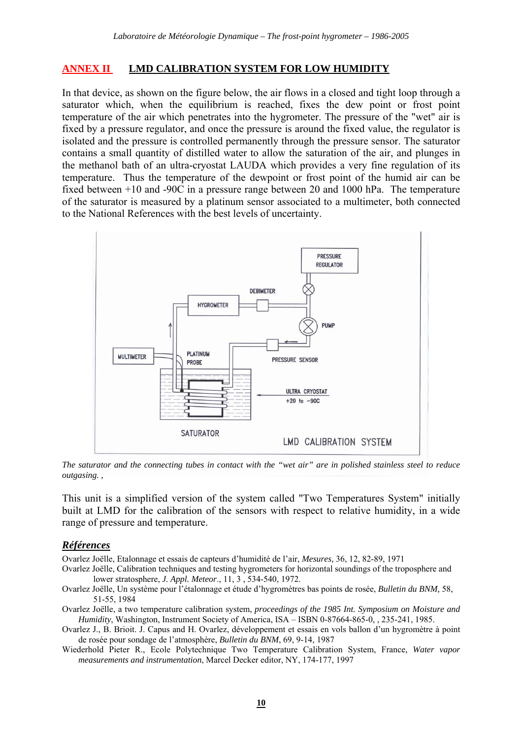## ANNEX II LMD CALIBRATION SYSTEM FOR LOW HUMIDITY

In that device, as shown on the figure below, the air flows in a closed and tight loop through a saturator which, when the equilibrium is reached, fixes the dew point or frost point temperature of the air which penetrates into the hygrometer. The pressure of the "wet" air is fixed by a pressure regulator, and once the pressure is around the fixed value, the regulator is isolated and the pressure is controlled permanently through the pressure sensor. The saturator contains a small quantity of distilled water to allow the saturation of the air, and plunges in the methanol bath of an ultra-cryostat LAUDA which provides a very fine regulation of its temperature. Thus the temperature of the dewpoint or frost point of the humid air can be fixed between +10 and -90C in a pressure range between 20 and 1000 hPa. The temperature of the saturator is measured by a platinum sensor associated to a multimeter, both connected to the National References with the best levels of uncertainty.

*The saturator and the connecting tubes in contact with the "wet air" are in polished stainless steel to reduce outgasing. ,*

This unit is a simplified version of the system called "Two Temperatures System" initially built at LMD for the calibration of the sensors with respect to relative humidity, in a wide range of pressure and temperature.

### *Références*

Ovarlez Joëlle, Etalonnage et essais de capteurs d'humidité de l'air, *Mesures,* 36, 12, 82-89, 1971

Ovarlez Joëlle, Calibration techniques and testing hygrometers for horizontal soundings of the troposphere and lower stratosphere, *J. Appl. Meteor*., 11, 3 , 534-540, 1972.

Ovarlez Joëlle, Un système pour l'étalonnage et étude d'hygromètres bas points de rosée, *Bulletin du BNM,* 58, 51-55, 1984

Ovarlez Joëlle, a two temperature calibration system, *proceedings of the 1985 Int. Symposium on Moisture and Humidity*, Washington, Instrument Society of America, ISA – ISBN 0-87664-865-0, , 235-241, 1985.

Ovarlez J., B. Brioit. J. Capus and H. Ovarlez, développement et essais en vols ballon d'un hygromètre à point de rosée pour sondage de l'atmosphère, *Bulletin du BNM*, 69, 9-14, 1987

Wiederhold Pieter R., Ecole Polytechnique Two Temperature Calibration System, France, *Water vapor measurements and instrumentation*, Marcel Decker editor, NY, 174-177, 1997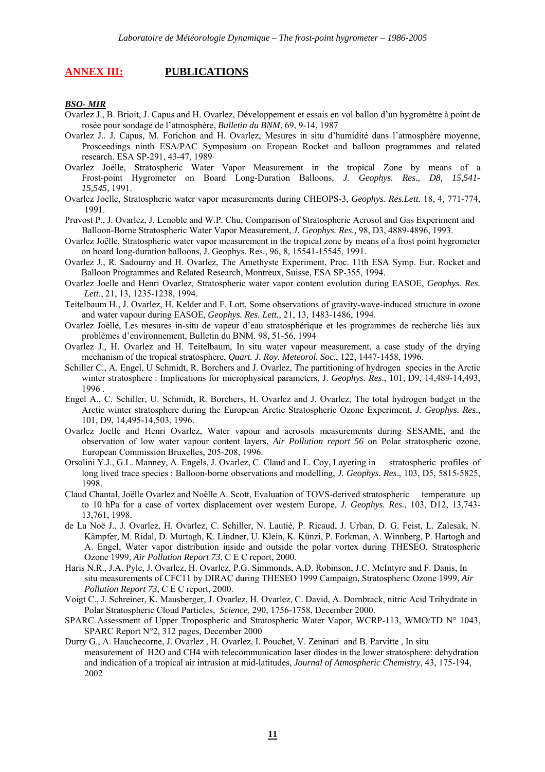## ANNEX III: PUBLICATIONS

***BSO- MIR***

Ovarlez J., B. Brioit, J. Capus and H. Ovarlez, Développement et essais en vol ballon d'un hygromètre à point de rosée pour sondage de l'atmosphère, *Bulletin du BNM*, 69, 9-14, 1987

Ovarlez J.. J. Capus, M. Forichon and H. Ovarlez, Mesures in situ d'humidité dans l'atmosphère moyenne, Prosceedings ninth ESA/PAC Symposium on Eropean Rocket and balloon programmes and related research. ESA SP-291, 43-47, 1989

Ovarlez Joëlle, Stratospheric Water Vapor Measurement in the tropical Zone by means of a Frost-point Hygrometer on Board Long-Duration Balloons*, J. Geophys. Res., D8, 15,541-15,545,* 1991.

Ovarlez Joelle, Stratospheric water vapor measurements during CHEOPS-3, *Geophys. Res.Lett.* 18, 4, 771-774, 1991.

Pruvost P., J. Ovarlez, J. Lenoble and W.P. Chu, Comparison of Stratospheric Aerosol and Gas Experiment and Balloon-Borne Stratospheric Water Vapor Measurement, *J. Geophys. Res.,* 98, D3, 4889-4896, 1993.

Ovarlez Joëlle, Stratospheric water vapor measurement in the tropical zone by means of a frost point hygrometer on board long-duration balloons, J. Geophys. Res., 96, 8, 15541-15545, 1991.

Ovarlez J., R. Sadourny and H. Ovarlez, The Amethyste Experiment, Proc. 11th ESA Symp. Eur. Rocket and Balloon Programmes and Related Research, Montreux, Suisse, ESA SP-355, 1994.

Ovarlez Joelle and Henri Ovarlez, Stratospheric water vapor content evolution during EASOE, *Geophys. Res. Lett*., 21, 13, 1235-1238, 1994.

Teitelbaum H., J. Ovarlez, H. Kelder and F. Lott, Some observations of gravity-wave-induced structure in ozone and water vapour during EASOE, *Geophys. Res. Lett.,* 21, 13, 1483-1486, 1994.

Ovarlez Joëlle, Les mesures in-situ de vapeur d'eau stratosphérique et les programmes de recherche liés aux problèmes d'environnement, Bulletin du BNM. 98, 51-56, 1994

Ovarlez J., H. Ovarlez and H. Teitelbaum, In situ water vapour measurement, a case study of the drying mechanism of the tropical stratosphere, *Quart. J. Roy. Meteorol. Soc*., 122, 1447-1458, 1996.

Schiller C., A. Engel, U Schmidt, R. Borchers and J. Ovarlez, The partitioning of hydrogen species in the Arctic winter stratosphere : Implications for microphysical parameters, J. *Geophys. Res*., 101, D9, 14,489-14,493, 1996 .

Engel A., C. Schiller, U. Schmidt, R. Borchers, H. Ovarlez and J. Ovarlez, The total hydrogen budget in the Arctic winter stratosphere during the European Arctic Stratospheric Ozone Experiment, *J. Geophys. Res*., 101, D9, 14,495-14,503, 1996.

Ovarlez Joelle and Henri Ovarlez, Water vapour and aerosols measurements during SESAME, and the observation of low water vapour content layers, *Air Pollution report 56* on Polar stratospheric ozone, European Commission Bruxelles, 205-208, 1996.

Orsolini Y.J., G.L. Manney, A. Engels, J. Ovarlez, C. Claud and L. Coy, Layering in stratospheric profiles of long lived trace species : Balloon-borne observations and modelling, *J. Geophys. Res*., 103, D5, 5815-5825, 1998.

Claud Chantal, Joëlle Ovarlez and Noëlle A. Scott, Evaluation of TOVS-derived stratospheric temperature up to 10 hPa for a case of vortex displacement over western Europe, *J. Geophys. Res.*, 103, D12, 13,743-13,761, 1998.

de La Noë J., J. Ovarlez, H. Ovarlez, C. Schiller, N. Lautié, P. Ricaud, J. Urban, D. G. Feist, L. Zalesak, N. Kämpfer, M. Ridal, D. Murtagh, K. Lindner, U. Klein, K. Künzi, P. Forkman, A. Winnberg, P. Hartogh and A. Engel, Water vapor distribution inside and outside the polar vortex during THESEO, Stratospheric Ozone 1999, *Air Pollution Report 73*, C E C report, 2000.

Haris N.R., J.A. Pyle, J. Ovarlez, H. Ovarlez, P.G. Simmonds, A.D. Robinson, J.C. McIntyre and F. Danis, In situ measurements of CFC11 by DIRAC during THESEO 1999 Campaign, Stratospheric Ozone 1999, *Air Pollution Report 73*, C E C report, 2000.

Voigt C., J. Schreiner, K. Mausberger, J. Ovarlez, H. Ovarlez, C. David, A. Dornbrack, nitric Acid Trihydrate in Polar Stratospheric Cloud Particles, *Science*, 290, 1756-1758, December 2000.

SPARC Assessment of Upper Tropospheric and Stratospheric Water Vapor, WCRP-113, WMO/TD N° 1043, SPARC Report N°2, 312 pages, December 2000

Durry G., A. Hauchecorne, J. Ovarlez , H. Ovarlez, I. Pouchet, V. Zeninari and B. Parvitte , In situ measurement of $H_2O$ and $CH_4$ with telecommunication laser diodes in the lower stratosphere: dehydration and indication of a tropical air intrusion at mid-latitudes, *Journal of Atmospheric Chemistry*, 43, 175-194, 2002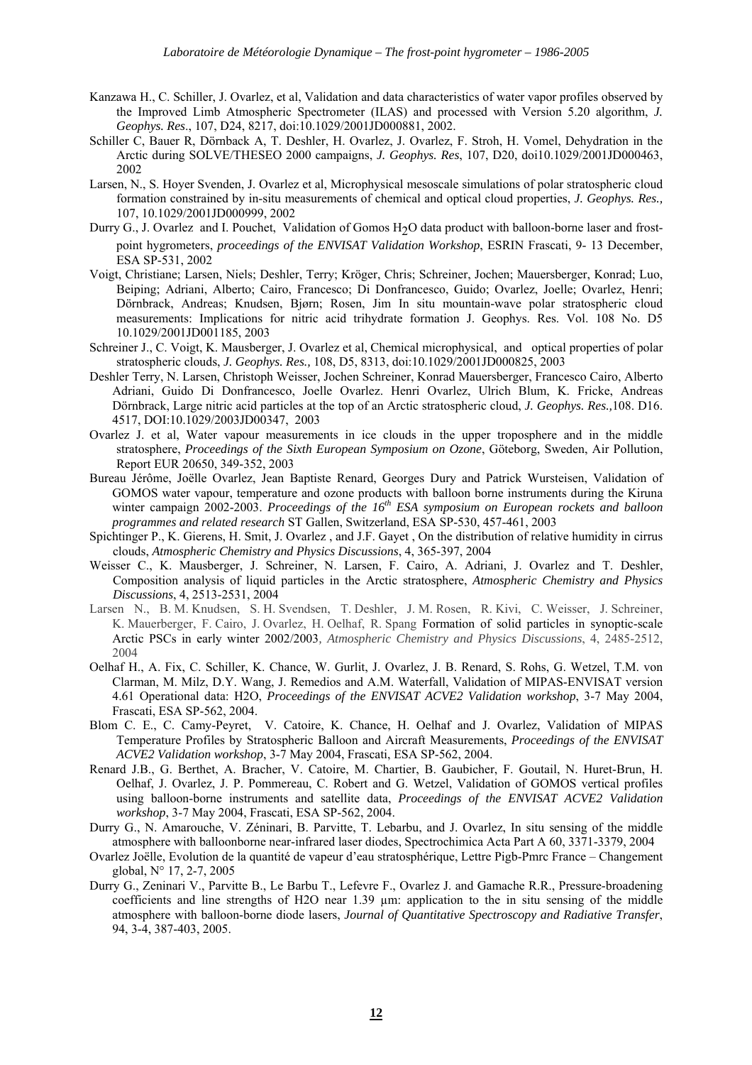Kanzawa H., C. Schiller, J. Ovarlez, et al, Validation and data characteristics of water vapor profiles observed by the Improved Limb Atmospheric Spectrometer (ILAS) and processed with Version 5.20 algorithm, *J. Geophys. Res*., 107, D24, 8217, doi:10.1029/2001JD000881, 2002.

Schiller C, Bauer R, Dörnback A, T. Deshler, H. Ovarlez, J. Ovarlez, F. Stroh, H. Vomel, Dehydration in the Arctic during SOLVE/THESEO 2000 campaigns, *J. Geophys. Res*, 107, D20, doi10.1029/2001JD000463, 2002

Larsen, N., S. Hoyer Svenden, J. Ovarlez et al, Microphysical mesoscale simulations of polar stratospheric cloud formation constrained by in-situ measurements of chemical and optical cloud properties, *J. Geophys. Res.,* 107, 10.1029/2001JD000999, 2002

Durry G., J. Ovarlez and I. Pouchet, Validation of Gomos $H_2O$ data product with balloon-borne laser and frost-point hygrometers, *proceedings of the ENVISAT Validation Workshop*, ESRIN Frascati, 9- 13 December, ESA SP-531, 2002

Voigt, Christiane; Larsen, Niels; Deshler, Terry; Kröger, Chris; Schreiner, Jochen; Mauersberger, Konrad; Luo, Beiping; Adriani, Alberto; Cairo, Francesco; Di Donfrancesco, Guido; Ovarlez, Joelle; Ovarlez, Henri; Dörnbrack, Andreas; Knudsen, Bjørn; Rosen, Jim In situ mountain-wave polar stratospheric cloud measurements: Implications for nitric acid trihydrate formation J. Geophys. Res. Vol. 108 No. D5 10.1029/2001JD001185, 2003

Schreiner J., C. Voigt, K. Mausberger, J. Ovarlez et al, Chemical microphysical, and optical properties of polar stratospheric clouds, *J. Geophys. Res.,* 108, D5, 8313, doi:10.1029/2001JD000825, 2003

Deshler Terry, N. Larsen, Christoph Weisser, Jochen Schreiner, Konrad Mauersberger, Francesco Cairo, Alberto Adriani, Guido Di Donfrancesco, Joelle Ovarlez. Henri Ovarlez, Ulrich Blum, K. Fricke, Andreas Dörnbrack, Large nitric acid particles at the top of an Arctic stratospheric cloud, *J. Geophys. Res.,*108. D16. 4517, DOI:10.1029/2003JD00347, 2003

Ovarlez J. et al, Water vapour measurements in ice clouds in the upper troposphere and in the middle stratosphere, *Proceedings of the Sixth European Symposium on Ozone*, Göteborg, Sweden, Air Pollution, Report EUR 20650, 349-352, 2003

Bureau Jérôme, Joëlle Ovarlez, Jean Baptiste Renard, Georges Dury and Patrick Wursteisen, Validation of GOMOS water vapour, temperature and ozone products with balloon borne instruments during the Kiruna winter campaign 2002-2003. *Proceedings of the 16th ESA symposium on European rockets and balloon programmes and related research* ST Gallen, Switzerland, ESA SP-530, 457-461, 2003

Spichtinger P., K. Gierens, H. Smit, J. Ovarlez , and J.F. Gayet , On the distribution of relative humidity in cirrus clouds, *Atmospheric Chemistry and Physics Discussions*, 4, 365-397, 2004

Weisser C., K. Mausberger, J. Schreiner, N. Larsen, F. Cairo, A. Adriani, J. Ovarlez and T. Deshler, Composition analysis of liquid particles in the Arctic stratosphere, *Atmospheric Chemistry and Physics Discussions*, 4, 2513-2531, 2004

Larsen N., B. M. Knudsen, S. H. Svendsen, T. Deshler, J. M. Rosen, R. Kivi, C. Weisser, J. Schreiner, K. Mauerberger, F. Cairo, J. Ovarlez, H. Oelhaf, R. Spang Formation of solid particles in synoptic-scale Arctic PSCs in early winter 2002/2003*, Atmospheric Chemistry and Physics Discussions*, 4, 2485-2512, 2004

Oelhaf H., A. Fix, C. Schiller, K. Chance, W. Gurlit, J. Ovarlez, J. B. Renard, S. Rohs, G. Wetzel, T.M. von Clarman, M. Milz, D.Y. Wang, J. Remedios and A.M. Waterfall, Validation of MIPAS-ENVISAT version 4.61 Operational data: H2O, *Proceedings of the ENVISAT ACVE2 Validation workshop*, 3-7 May 2004, Frascati, ESA SP-562, 2004.

Blom C. E., C. Camy-Peyret, V. Catoire, K. Chance, H. Oelhaf and J. Ovarlez, Validation of MIPAS Temperature Profiles by Stratospheric Balloon and Aircraft Measurements, *Proceedings of the ENVISAT ACVE2 Validation workshop*, 3-7 May 2004, Frascati, ESA SP-562, 2004.

Renard J.B., G. Berthet, A. Bracher, V. Catoire, M. Chartier, B. Gaubicher, F. Goutail, N. Huret-Brun, H. Oelhaf, J. Ovarlez, J. P. Pommereau, C. Robert and G. Wetzel, Validation of GOMOS vertical profiles using balloon-borne instruments and satellite data, *Proceedings of the ENVISAT ACVE2 Validation workshop*, 3-7 May 2004, Frascati, ESA SP-562, 2004.

Durry G., N. Amarouche, V. Zéninari, B. Parvitte, T. Lebarbu, and J. Ovarlez, In situ sensing of the middle atmosphere with balloonborne near-infrared laser diodes, Spectrochimica Acta Part A 60, 3371-3379, 2004

Ovarlez Joëlle, Evolution de la quantité de vapeur d'eau stratosphérique, Lettre Pigb-Pmrc France – Changement global, N° 17, 2-7, 2005

Durry G., Zeninari V., Parvitte B., Le Barbu T., Lefevre F., Ovarlez J. and Gamache R.R., Pressure-broadening coefficients and line strengths of H2O near 1.39 µm: application to the in situ sensing of the middle atmosphere with balloon-borne diode lasers, *Journal of Quantitative Spectroscopy and Radiative Transfer*, 94, 3-4, 387-403, 2005.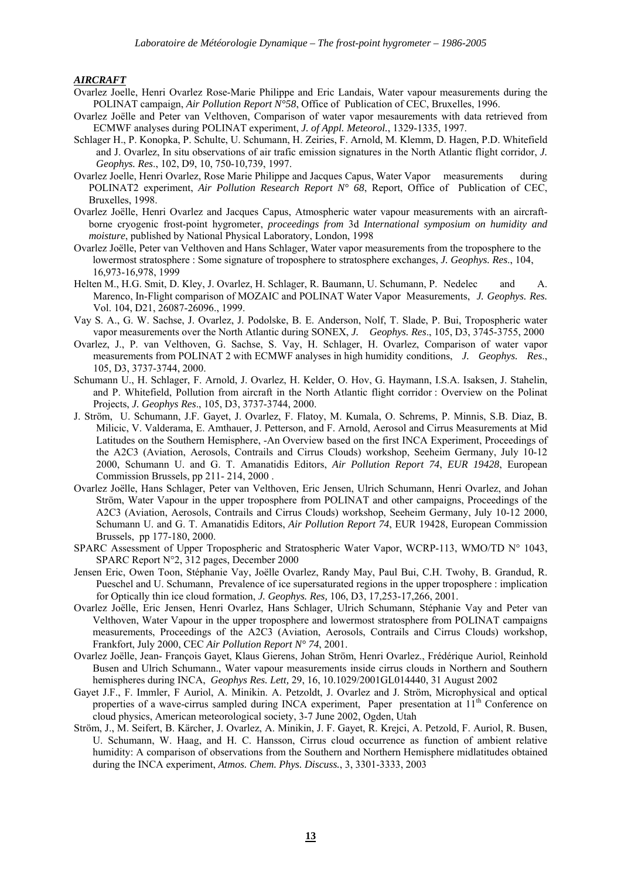***AIRCRAFT***

Ovarlez Joelle, Henri Ovarlez Rose-Marie Philippe and Eric Landais, Water vapour measurements during the POLINAT campaign, *Air Pollution Report N°58*, Office of Publication of CEC, Bruxelles, 1996.

Ovarlez Joëlle and Peter van Velthoven, Comparison of water vapor mesaurements with data retrieved from ECMWF analyses during POLINAT experiment, *J. of Appl. Meteorol.*, 1329-1335, 1997.

Schlager H., P. Konopka, P. Schulte, U. Schumann, H. Zeiries, F. Arnold, M. Klemm, D. Hagen, P.D. Whitefield and J. Ovarlez, In situ observations of air trafic emission signatures in the North Atlantic flight corridor, *J. Geophys. Res*., 102, D9, 10, 750-10,739, 1997.

Ovarlez Joelle, Henri Ovarlez, Rose Marie Philippe and Jacques Capus, Water Vapor measurements during POLINAT2 experiment, *Air Pollution Research Report N° 68*, Report, Office of Publication of CEC, Bruxelles, 1998.

Ovarlez Joëlle, Henri Ovarlez and Jacques Capus, Atmospheric water vapour measurements with an aircraft-borne cryogenic frost-point hygrometer, *proceedings from* 3d *International symposium on humidity and moisture*, published by National Physical Laboratory, London, 1998

Ovarlez Joëlle, Peter van Velthoven and Hans Schlager, Water vapor measurements from the troposphere to the lowermost stratosphere : Some signature of troposphere to stratosphere exchanges, *J. Geophys. Res.*, 104, 16,973-16,978, 1999

Helten M., H.G. Smit, D. Kley, J. Ovarlez, H. Schlager, R. Baumann, U. Schumann, P. Nedelec and A. Marenco, In-Flight comparison of MOZAIC and POLINAT Water Vapor Measurements, *J. Geophys. Res.* Vol. 104, D21, 26087-26096., 1999.

Vay S. A., G. W. Sachse, J. Ovarlez, J. Podolske, B. E. Anderson, Nolf, T. Slade, P. Bui, Tropospheric water vapor measurements over the North Atlantic during SONEX, *J. Geophys. Res*., 105, D3, 3745-3755, 2000

Ovarlez, J., P. van Velthoven, G. Sachse, S. Vay, H. Schlager, H. Ovarlez, Comparison of water vapor measurements from POLINAT 2 with ECMWF analyses in high humidity conditions, *J. Geophys. Res*., 105, D3, 3737-3744, 2000.

Schumann U., H. Schlager, F. Arnold, J. Ovarlez, H. Kelder, O. Hov, G. Haymann, I.S.A. Isaksen, J. Stahelin, and P. Whitefield, Pollution from aircraft in the North Atlantic flight corridor : Overview on the Polinat Projects, *J. Geophys Res*., 105, D3, 3737-3744, 2000.

J. Ström, U. Schumann, J.F. Gayet, J. Ovarlez, F. Flatoy, M. Kumala, O. Schrems, P. Minnis, S.B. Diaz, B. Milicic, V. Valderama, E. Amthauer, J. Petterson, and F. Arnold, Aerosol and Cirrus Measurements at Mid Latitudes on the Southern Hemisphere, -An Overview based on the first INCA Experiment, Proceedings of the A2C3 (Aviation, Aerosols, Contrails and Cirrus Clouds) workshop, Seeheim Germany, July 10-12 2000, Schumann U. and G. T. Amanatidis Editors, *Air Pollution Report 74*, *EUR 19428*, European Commission Brussels, pp 211- 214, 2000 .

Ovarlez Joëlle, Hans Schlager, Peter van Velthoven, Eric Jensen, Ulrich Schumann, Henri Ovarlez, and Johan Ström, Water Vapour in the upper troposphere from POLINAT and other campaigns, Proceedings of the A2C3 (Aviation, Aerosols, Contrails and Cirrus Clouds) workshop, Seeheim Germany, July 10-12 2000, Schumann U. and G. T. Amanatidis Editors, *Air Pollution Report 74*, EUR 19428, European Commission Brussels, pp 177-180, 2000.

SPARC Assessment of Upper Tropospheric and Stratospheric Water Vapor, WCRP-113, WMO/TD N° 1043, SPARC Report N°2, 312 pages, December 2000

Jensen Eric, Owen Toon, Stéphanie Vay, Joëlle Ovarlez, Randy May, Paul Bui, C.H. Twohy, B. Grandud, R. Pueschel and U. Schumann, Prevalence of ice supersaturated regions in the upper troposphere : implication for Optically thin ice cloud formation, *J. Geophys. Res,* 106, D3, 17,253-17,266, 2001.

Ovarlez Joëlle, Eric Jensen, Henri Ovarlez, Hans Schlager, Ulrich Schumann, Stéphanie Vay and Peter van Velthoven, Water Vapour in the upper troposphere and lowermost stratosphere from POLINAT campaigns measurements, Proceedings of the A2C3 (Aviation, Aerosols, Contrails and Cirrus Clouds) workshop, Frankfort, July 2000, CEC *Air Pollution Report N° 74*, 2001.

Ovarlez Joëlle, Jean- François Gayet, Klaus Gierens, Johan Ström, Henri Ovarlez., Frédérique Auriol, Reinhold Busen and Ulrich Schumann., Water vapour measurements inside cirrus clouds in Northern and Southern hemispheres during INCA, *Geophys Res. Lett,* 29, 16, 10.1029/2001GL014440, 31 August 2002

Gayet J.F., F. Immler, F Auriol, A. Minikin. A. Petzoldt, J. Ovarlez and J. Ström, Microphysical and optical properties of a wave-cirrus sampled during INCA experiment, Paper presentation at 11[th] Conference on cloud physics, American meteorological society, 3-7 June 2002, Ogden, Utah

Ström, J., M. Seifert, B. Kärcher, J. Ovarlez, A. Minikin, J. F. Gayet, R. Krejci, A. Petzold, F. Auriol, R. Busen, U. Schumann, W. Haag, and H. C. Hansson, Cirrus cloud occurrence as function of ambient relative humidity: A comparison of observations from the Southern and Northern Hemisphere midlatitudes obtained during the INCA experiment, *Atmos. Chem. Phys. Discuss.*, 3, 3301-3333, 2003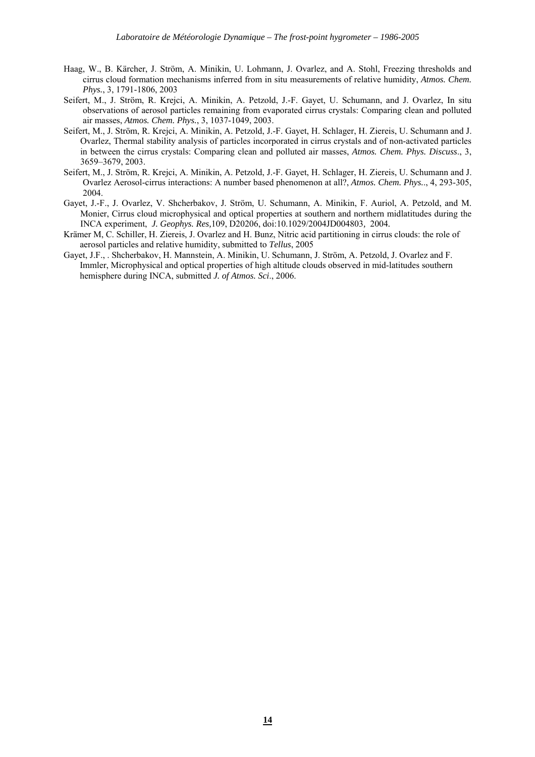Haag, W., B. Kärcher, J. Ström, A. Minikin, U. Lohmann, J. Ovarlez, and A. Stohl, Freezing thresholds and cirrus cloud formation mechanisms inferred from in situ measurements of relative humidity, *Atmos. Chem. Phys.*, 3, 1791-1806, 2003

Seifert, M., J. Ström, R. Krejci, A. Minikin, A. Petzold, J.-F. Gayet, U. Schumann, and J. Ovarlez, In situ observations of aerosol particles remaining from evaporated cirrus crystals: Comparing clean and polluted air masses, *Atmos. Chem. Phys.*, 3, 1037-1049, 2003.

Seifert, M., J. Ström, R. Krejci, A. Minikin, A. Petzold, J.-F. Gayet, H. Schlager, H. Ziereis, U. Schumann and J. Ovarlez, Thermal stability analysis of particles incorporated in cirrus crystals and of non-activated particles in between the cirrus crystals: Comparing clean and polluted air masses, *Atmos. Chem. Phys. Discuss*., 3, 3659–3679, 2003.

Seifert, M., J. Ström, R. Krejci, A. Minikin, A. Petzold, J.-F. Gayet, H. Schlager, H. Ziereis, U. Schumann and J. Ovarlez Aerosol-cirrus interactions: A number based phenomenon at all?, *Atmos. Chem. Phys.*., 4, 293-305, 2004.

Gayet, J.-F., J. Ovarlez, V. Shcherbakov, J. Ström, U. Schumann, A. Minikin, F. Auriol, A. Petzold, and M. Monier, Cirrus cloud microphysical and optical properties at southern and northern midlatitudes during the INCA experiment, *J. Geophys. Res,*109, D20206, doi:10.1029/2004JD004803, 2004.

Krämer M, C. Schiller, H. Ziereis, J. Ovarlez and H. Bunz, Nitric acid partitioning in cirrus clouds: the role of aerosol particles and relative humidity, submitted to *Tellus*, 2005

Gayet, J.F., . Shcherbakov, H. Mannstein, A. Minikin, U. Schumann, J. Ström, A. Petzold, J. Ovarlez and F. Immler, Microphysical and optical properties of high altitude clouds observed in mid-latitudes southern hemisphere during INCA, submitted *J. of Atmos. Sci*., 2006.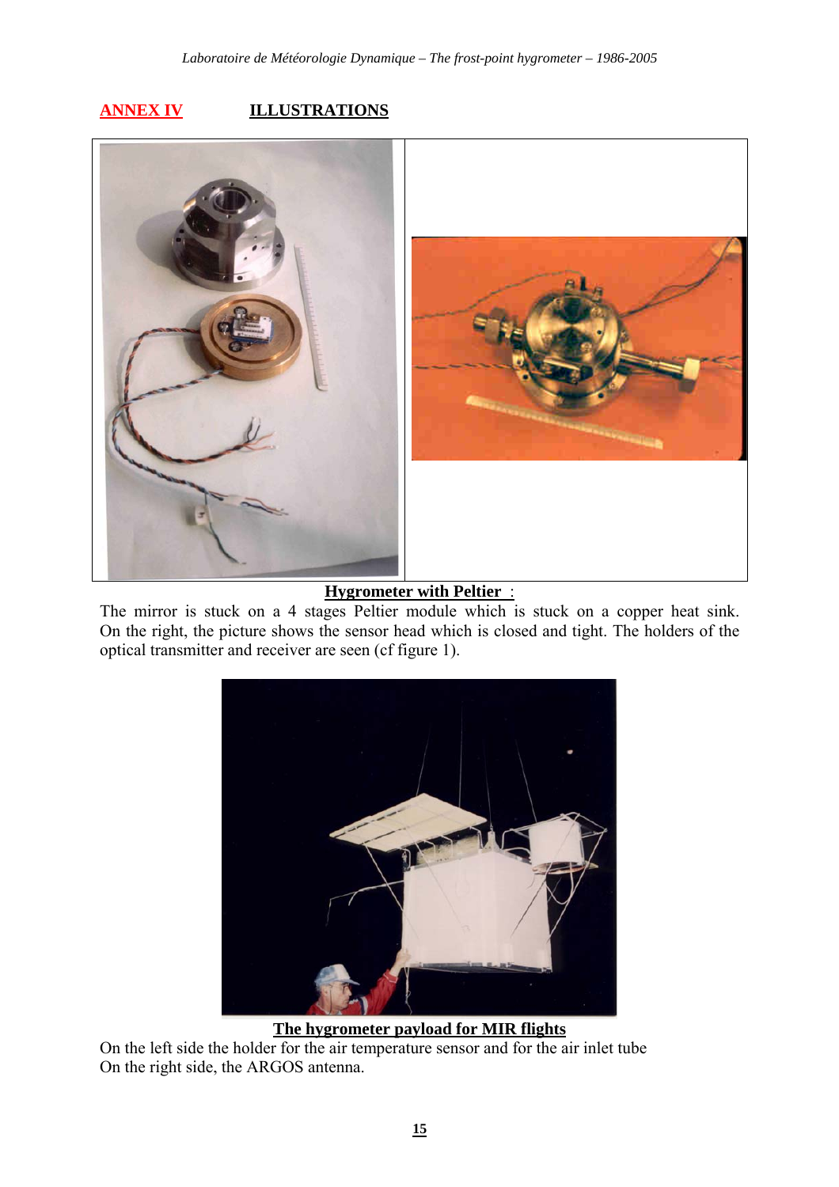## ANNEX IV ILLUSTRATIONS

**Hygrometer with Peltier :**

The mirror is stuck on a 4 stages Peltier module which is stuck on a copper heat sink. On the right, the picture shows the sensor head which is closed and tight. The holders of the optical transmitter and receiver are seen (cf figure 1).

**The hygrometer payload for MIR flights**

On the left side the holder for the air temperature sensor and for the air inlet tube
On the right side, the ARGOS antenna.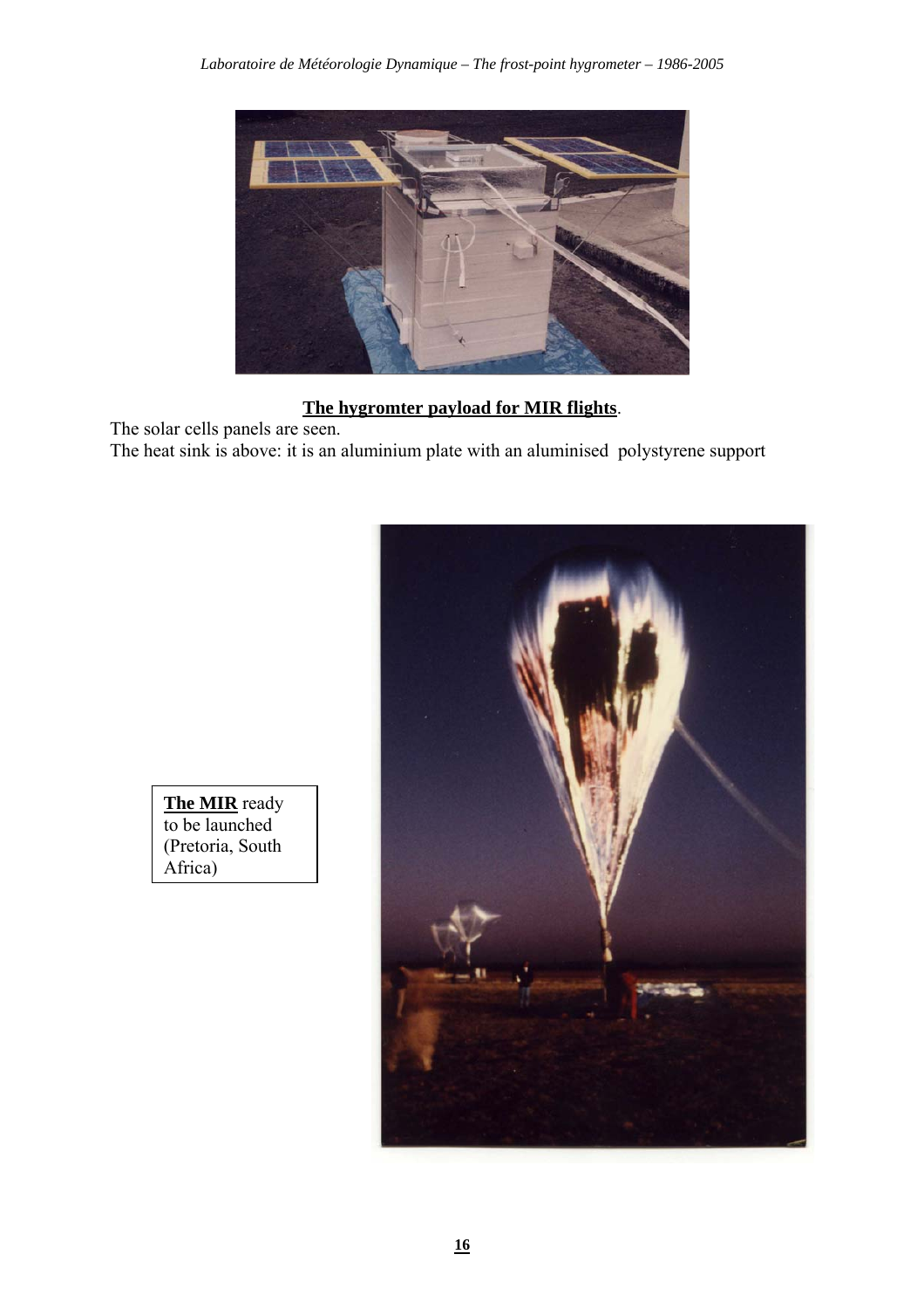**<u>The hygromter payload for MIR flights</u>**.

The solar cells panels are seen.
The heat sink is above: it is an aluminium plate with an aluminised polystyrene support

**<u>The MIR</u>** ready to be launched (Pretoria, South Africa)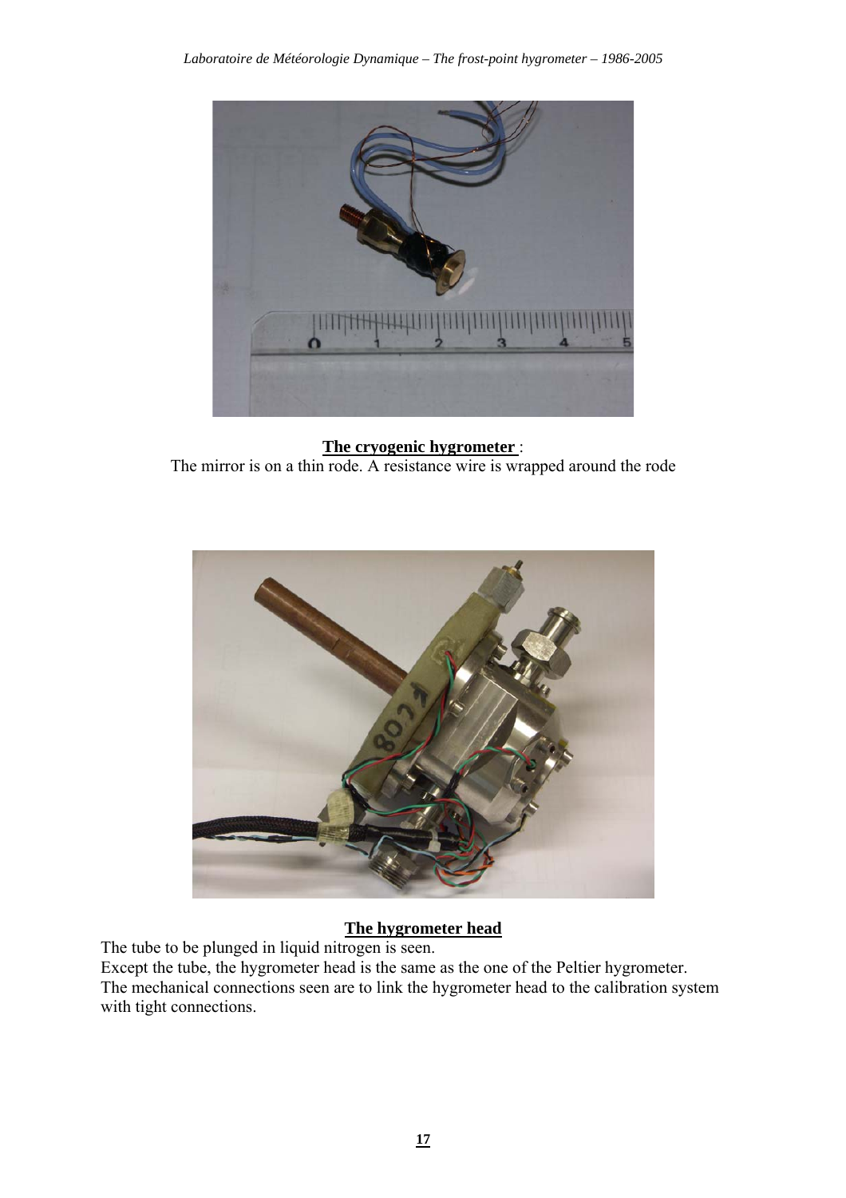**The cryogenic hygrometer** :

The mirror is on a thin rode. A resistance wire is wrapped around the rode

**The hygrometer head**

The tube to be plunged in liquid nitrogen is seen.

Except the tube, the hygrometer head is the same as the one of the Peltier hygrometer.

The mechanical connections seen are to link the hygrometer head to the calibration system with tight connections.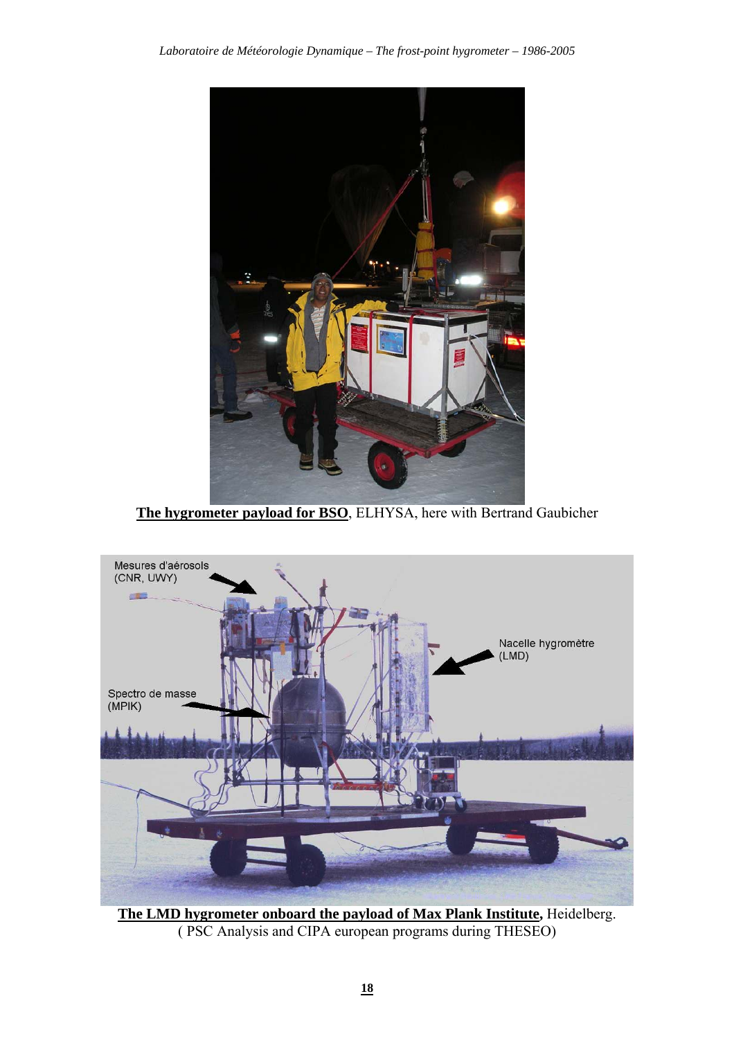**The hygrometer payload for BSO**, ELHYSA, here with Bertrand Gaubicher

Mesures d'aérosols (CNR, UWY)

Nacelle hygromètre (LMD)

Spectro de masse (MPIK)

**The LMD hygrometer onboard the payload of Max Plank Institute,** Heidelberg. ( PSC Analysis and CIPA european programs during THESEO)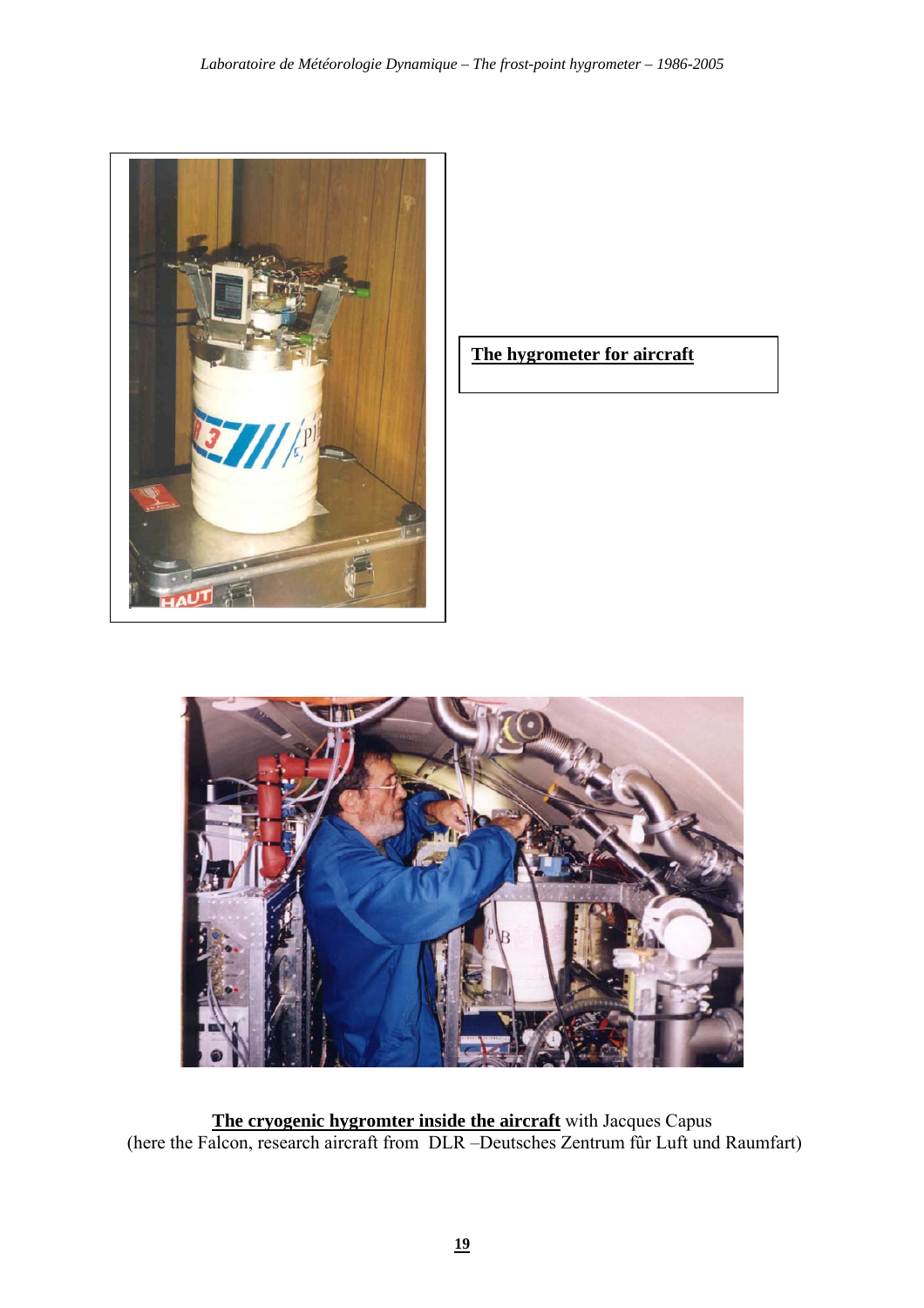**The hygrometer for aircraft**

**The cryogenic hygromter inside the aircraft** with Jacques Capus
(here the Falcon, research aircraft from DLR –Deutsches Zentrum fûr Luft und Raumfart)